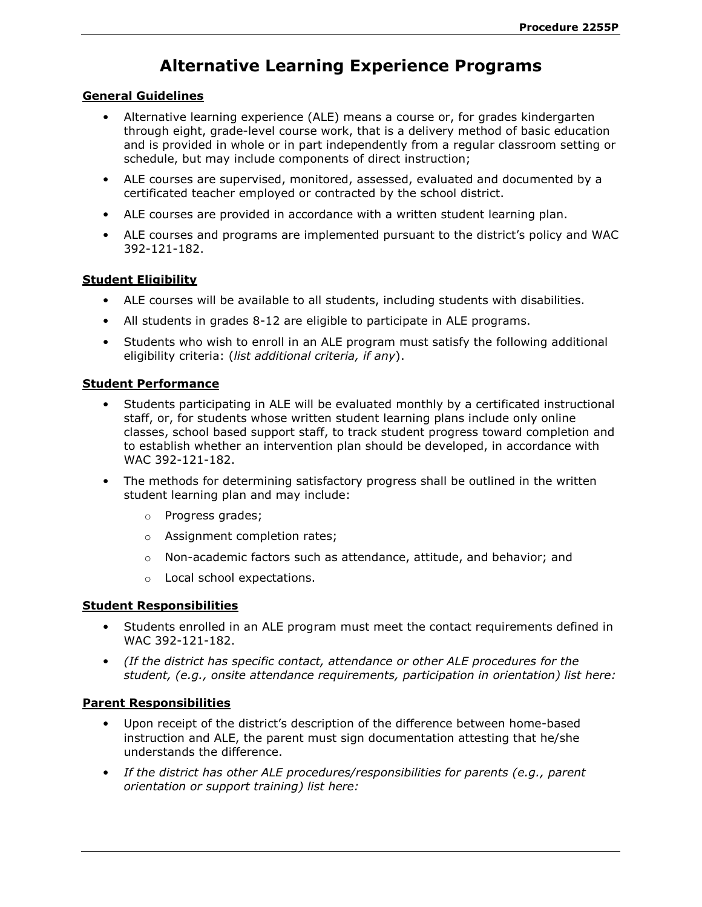# Alternative Learning Experience Programs

## General Guidelines

- Alternative learning experience (ALE) means a course or, for grades kindergarten through eight, grade-level course work, that is a delivery method of basic education and is provided in whole or in part independently from a regular classroom setting or schedule, but may include components of direct instruction;
- ALE courses are supervised, monitored, assessed, evaluated and documented by a certificated teacher employed or contracted by the school district.
- ALE courses are provided in accordance with a written student learning plan.
- ALE courses and programs are implemented pursuant to the district's policy and WAC 392-121-182.

## Student Eligibility

- ALE courses will be available to all students, including students with disabilities.
- All students in grades 8-12 are eligible to participate in ALE programs.
- Students who wish to enroll in an ALE program must satisfy the following additional eligibility criteria: (*list additional criteria, if any*).

## Student Performance

- Students participating in ALE will be evaluated monthly by a certificated instructional staff, or, for students whose written student learning plans include only online classes, school based support staff, to track student progress toward completion and to establish whether an intervention plan should be developed, in accordance with WAC 392-121-182.
- The methods for determining satisfactory progress shall be outlined in the written student learning plan and may include:
  - Progress grades;
  - Assignment completion rates;
  - Non-academic factors such as attendance, attitude, and behavior; and
  - Local school expectations.

## Student Responsibilities

- Students enrolled in an ALE program must meet the contact requirements defined in WAC 392-121-182.
- *(If the district has specific contact, attendance or other ALE procedures for the student, (e.g., onsite attendance requirements, participation in orientation) list here:*

## Parent Responsibilities

- Upon receipt of the district's description of the difference between home-based instruction and ALE, the parent must sign documentation attesting that he/she understands the difference.
- *If the district has other ALE procedures/responsibilities for parents (e.g., parent orientation or support training) list here:*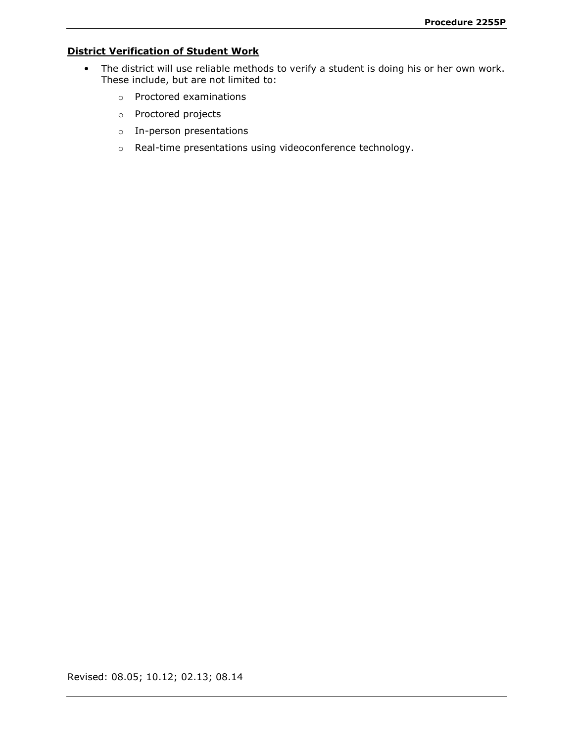## District Verification of Student Work

- The district will use reliable methods to verify a student is doing his or her own work. These include, but are not limited to:
    - Proctored examinations
    - Proctored projects
    - In-person presentations
    - Real-time presentations using videoconference technology.

Revised: 08.05; 10.12; 02.13; 08.14